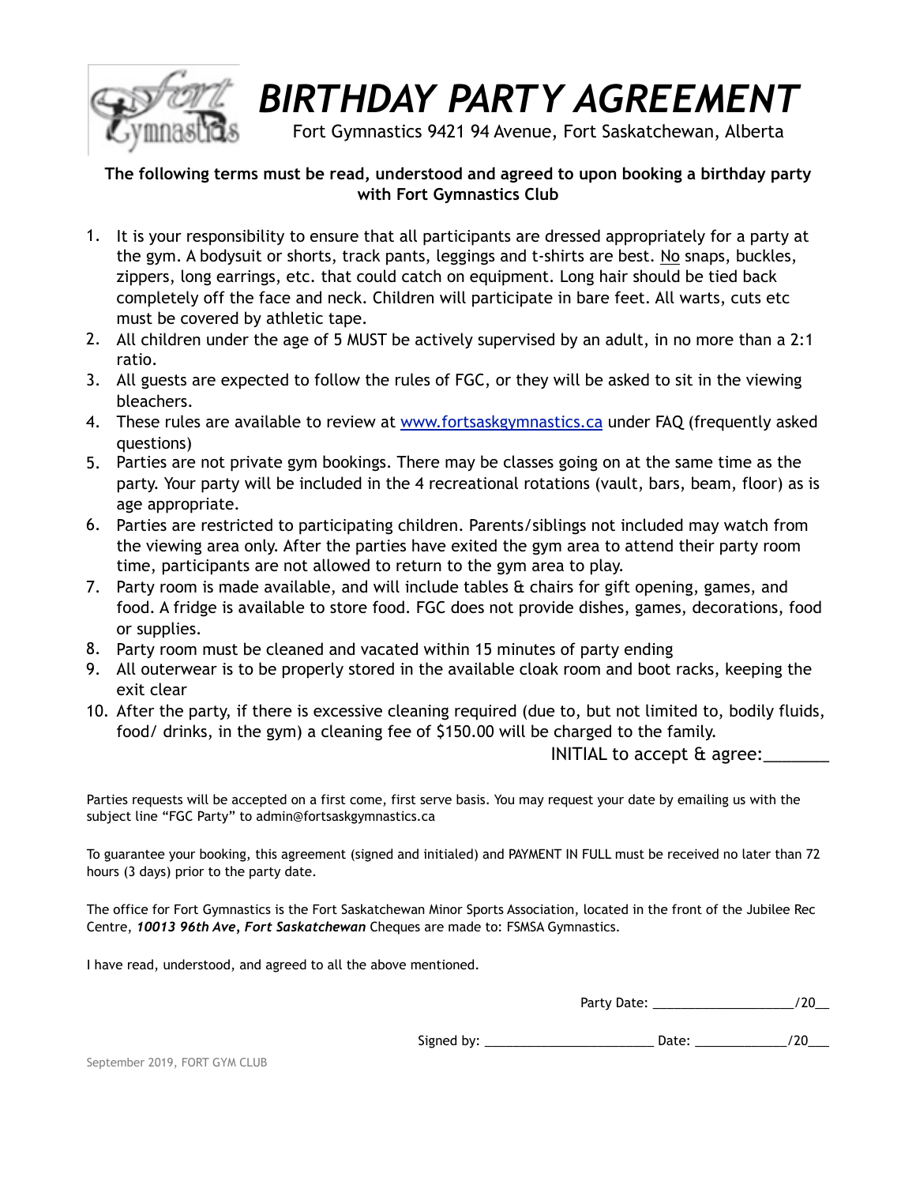# *BIRTHDAY PARTY AGREEMENT*

Fort Gymnastics 9421 94 Avenue, Fort Saskatchewan, Alberta

**The following terms must be read, understood and agreed to upon booking a birthday party with Fort Gymnastics Club**

1. It is your responsibility to ensure that all participants are dressed appropriately for a party at the gym. A bodysuit or shorts, track pants, leggings and t-shirts are best. <u>No</u> snaps, buckles, zippers, long earrings, etc. that could catch on equipment. Long hair should be tied back completely off the face and neck. Children will participate in bare feet. All warts, cuts etc must be covered by athletic tape.
2. All children under the age of 5 MUST be actively supervised by an adult, in no more than a 2:1 ratio.
3. All guests are expected to follow the rules of FGC, or they will be asked to sit in the viewing bleachers.
4. These rules are available to review at [www.fortsaskgymnastics.ca](http://www.fortsaskgymnastics.ca) under FAQ (frequently asked questions)
5. Parties are not private gym bookings. There may be classes going on at the same time as the party. Your party will be included in the 4 recreational rotations (vault, bars, beam, floor) as is age appropriate.
6. Parties are restricted to participating children. Parents/siblings not included may watch from the viewing area only. After the parties have exited the gym area to attend their party room time, participants are not allowed to return to the gym area to play.
7. Party room is made available, and will include tables & chairs for gift opening, games, and food. A fridge is available to store food. FGC does not provide dishes, games, decorations, food or supplies.
8. Party room must be cleaned and vacated within 15 minutes of party ending
9. All outerwear is to be properly stored in the available cloak room and boot racks, keeping the exit clear
10. After the party, if there is excessive cleaning required (due to, but not limited to, bodily fluids, food/ drinks, in the gym) a cleaning fee of $150.00 will be charged to the family.

INITIAL to accept & agree:_______

Parties requests will be accepted on a first come, first serve basis. You may request your date by emailing us with the subject line "FGC Party" to admin@fortsaskgymnastics.ca

To guarantee your booking, this agreement (signed and initialed) and PAYMENT IN FULL must be received no later than 72 hours (3 days) prior to the party date.

The office for Fort Gymnastics is the Fort Saskatchewan Minor Sports Association, located in the front of the Jubilee Rec Centre, ***10013 96th Ave, Fort Saskatchewan*** Cheques are made to: FSMSA Gymnastics.

I have read, understood, and agreed to all the above mentioned.

Party Date: ____________________/20__

Signed by: ________________________ Date: _____________/20___

September 2019, FORT GYM CLUB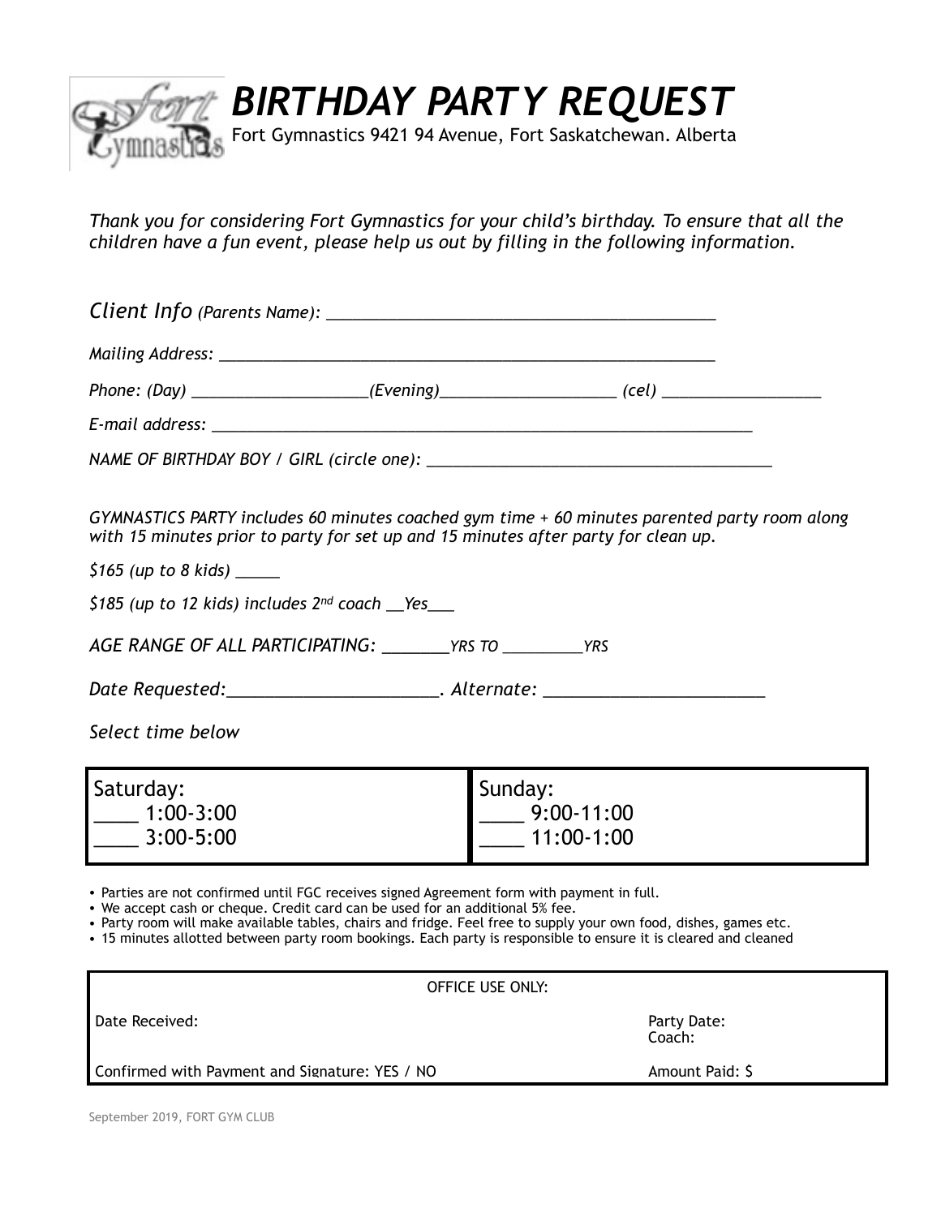# *BIRTHDAY PARTY REQUEST*

Fort Gymnastics 9421 94 Avenue, Fort Saskatchewan. Alberta

*Thank you for considering Fort Gymnastics for your child's birthday. To ensure that all the children have a fun event, please help us out by filling in the following information.*

*Client Info (Parents Name):* ___________________________________________

*Mailing Address:* ________________________________________________________

*Phone: (Day)* ___________________*(Evening)*___________________ *(cel)* _________________

*E-mail address:* ____________________________________________________________

*NAME OF BIRTHDAY BOY / GIRL (circle one):* _____________________________________

*GYMNASTICS PARTY includes 60 minutes coached gym time + 60 minutes parented party room along with 15 minutes prior to party for set up and 15 minutes after party for clean up.*

*$165 (up to 8 kids)* _____

*$185 (up to 12 kids) includes 2nd coach* __*Yes*___

*AGE RANGE OF ALL PARTICIPATING:* _______*YRS TO* _________*YRS*

*Date Requested:*_____________________. *Alternate:* ______________________

*Select time below*

| | |
|---|---|
| Saturday:<br>____ 1:00-3:00<br>____ 3:00-5:00 | Sunday:<br>____ 9:00-11:00<br>____ 11:00-1:00 |

- Parties are not confirmed until FGC receives signed Agreement form with payment in full.
- We accept cash or cheque. Credit card can be used for an additional 5% fee.
- Party room will make available tables, chairs and fridge. Feel free to supply your own food, dishes, games etc.
- 15 minutes allotted between party room bookings. Each party is responsible to ensure it is cleared and cleaned

| OFFICE USE ONLY: | |
|---|---|
| Date Received: | Party Date:<br>Coach: |
| Confirmed with Payment and Signature: YES / NO | Amount Paid: $ |

September 2019, FORT GYM CLUB